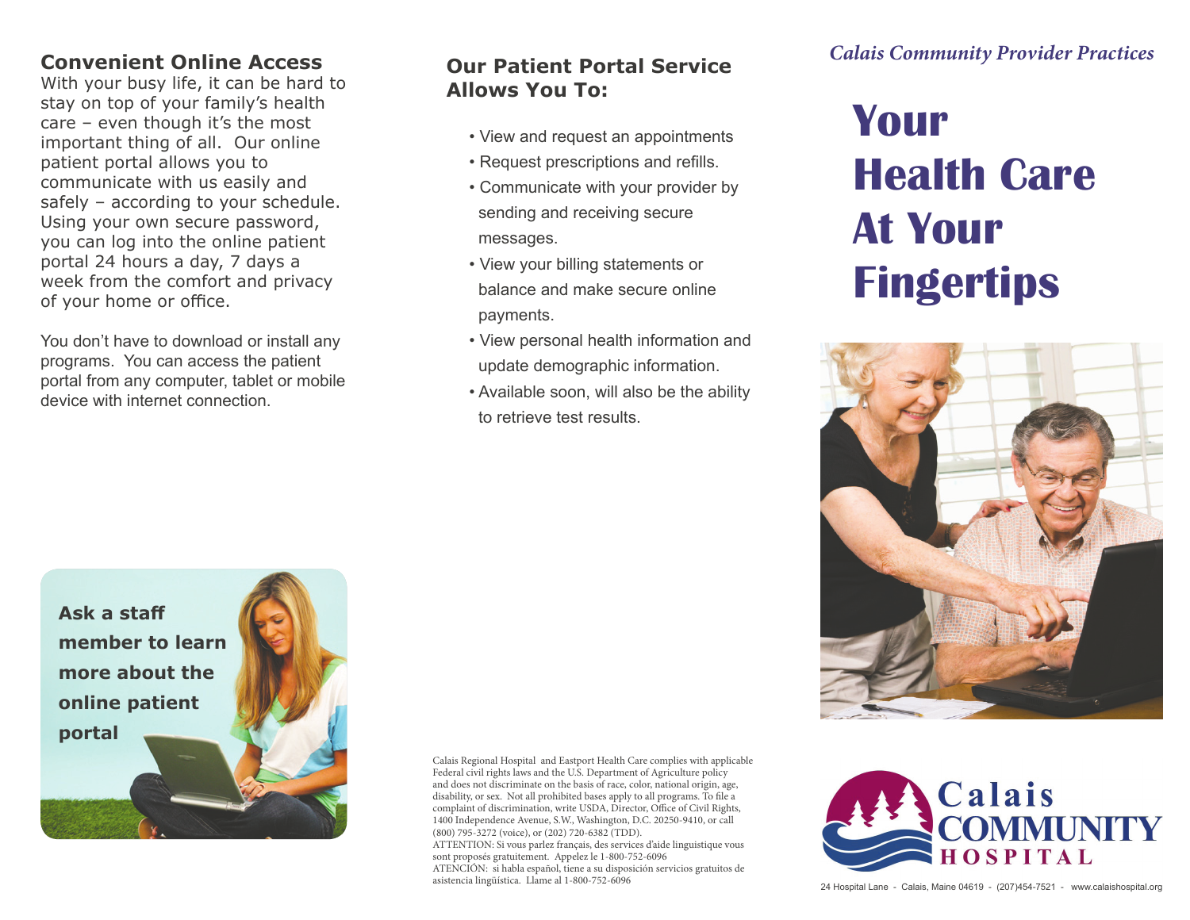## Convenient Online Access

With your busy life, it can be hard to stay on top of your family's health care – even though it's the most important thing of all. Our online patient portal allows you to communicate with us easily and safely – according to your schedule. Using your own secure password, you can log into the online patient portal 24 hours a day, 7 days a week from the comfort and privacy of your home or office.

You don't have to download or install any programs. You can access the patient portal from any computer, tablet or mobile device with internet connection.

**Ask a staff member to learn more about the online patient portal**

## Our Patient Portal Service Allows You To:

- View and request an appointments
- Request prescriptions and refills.
- Communicate with your provider by sending and receiving secure messages.
- View your billing statements or balance and make secure online payments.
- View personal health information and update demographic information.
- Available soon, will also be the ability to retrieve test results.

Calais Regional Hospital and Eastport Health Care complies with applicable Federal civil rights laws and the U.S. Department of Agriculture policy and does not discriminate on the basis of race, color, national origin, age, disability, or sex. Not all prohibited bases apply to all programs. To file a complaint of discrimination, write USDA, Director, Office of Civil Rights, 1400 Independence Avenue, S.W., Washington, D.C. 20250-9410, or call (800) 795-3272 (voice), or (202) 720-6382 (TDD).
ATTENTION: Si vous parlez français, des services d'aide linguistique vous sont proposés gratuitement. Appelez le 1-800-752-6096
ATENCIÓN: si habla español, tiene a su disposición servicios gratuitos de asistencia lingüística. Llame al 1-800-752-6096

*Calais Community Provider Practices*

# Your Health Care At Your Fingertips

Calais COMMUNITY HOSPITAL

24 Hospital Lane - Calais, Maine 04619 - (207)454-7521 - www.calaishospital.org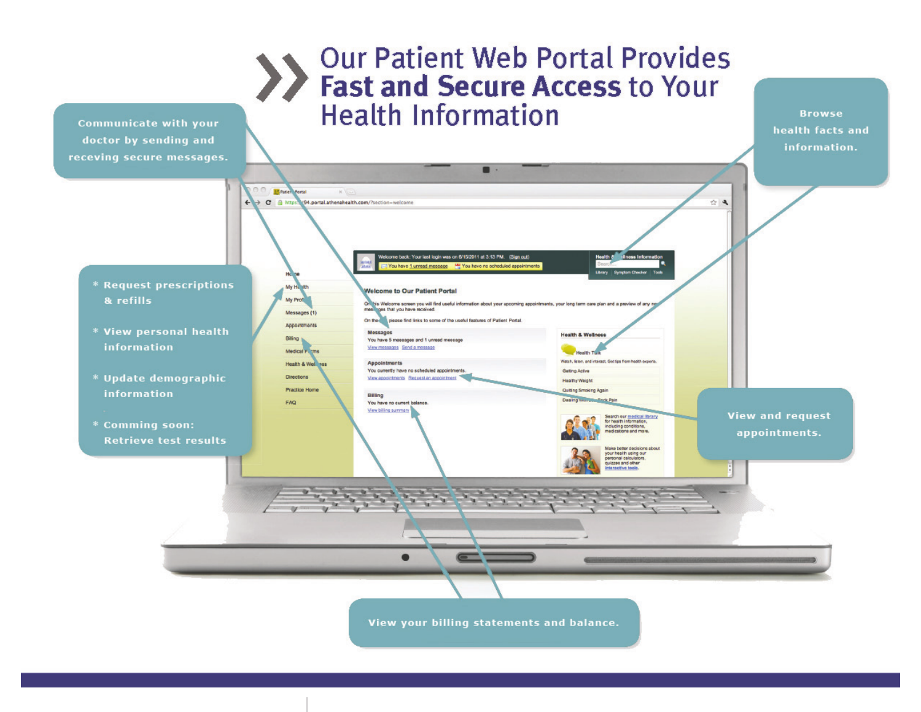# Our Patient Web Portal Provides **Fast and Secure Access** to Your Health Information

Communicate with your doctor by sending and receving secure messages.

Browse health facts and information.

* Request prescriptions & refills
* View personal health information
* Update demographic information
* Comming soon: Retrieve test results

View and request appointments.

View your billing statements and balance.